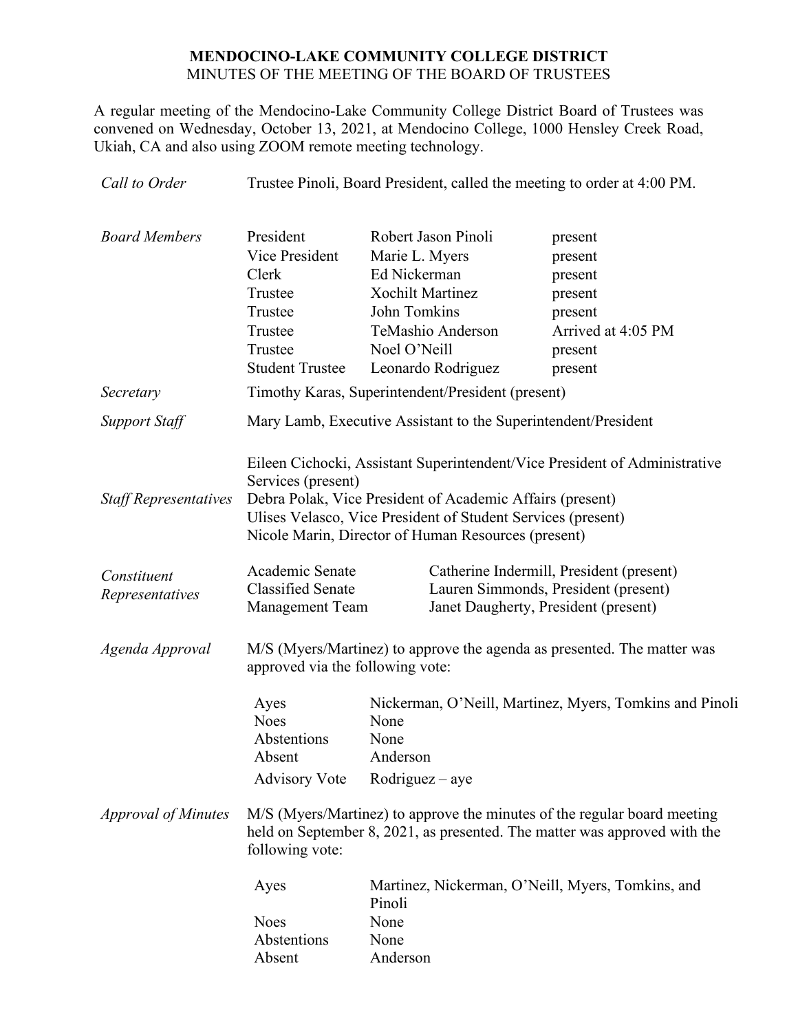# MENDOCINO-LAKE COMMUNITY COLLEGE DISTRICT

## MINUTES OF THE MEETING OF THE BOARD OF TRUSTEES

A regular meeting of the Mendocino-Lake Community College District Board of Trustees was convened on Wednesday, October 13, 2021, at Mendocino College, 1000 Hensley Creek Road, Ukiah, CA and also using ZOOM remote meeting technology.

*Call to Order* — Trustee Pinoli, Board President, called the meeting to order at 4:00 PM.

*Board Members*

| Title | Name | Status |
|---|---|---|
| President | Robert Jason Pinoli | present |
| Vice President | Marie L. Myers | present |
| Clerk | Ed Nickerman | present |
| Trustee | Xochilt Martinez | present |
| Trustee | John Tomkins | present |
| Trustee | TeMashio Anderson | Arrived at 4:05 PM |
| Trustee | Noel O'Neill | present |
| Student Trustee | Leonardo Rodriguez | present |

*Secretary* — Timothy Karas, Superintendent/President (present)

*Support Staff* — Mary Lamb, Executive Assistant to the Superintendent/President

*Staff Representatives*

Eileen Cichocki, Assistant Superintendent/Vice President of Administrative Services (present)
Debra Polak, Vice President of Academic Affairs (present)
Ulises Velasco, Vice President of Student Services (present)
Nicole Marin, Director of Human Resources (present)

*Constituent Representatives*

| | |
|---|---|
| Academic Senate | Catherine Indermill, President (present) |
| Classified Senate | Lauren Simmonds, President (present) |
| Management Team | Janet Daugherty, President (present) |

*Agenda Approval* — M/S (Myers/Martinez) to approve the agenda as presented. The matter was approved via the following vote:

| | |
|---|---|
| Ayes | Nickerman, O'Neill, Martinez, Myers, Tomkins and Pinoli |
| Noes | None |
| Abstentions | None |
| Absent | Anderson |
| Advisory Vote | Rodriguez – aye |

*Approval of Minutes* — M/S (Myers/Martinez) to approve the minutes of the regular board meeting held on September 8, 2021, as presented. The matter was approved with the following vote:

| | |
|---|---|
| Ayes | Martinez, Nickerman, O'Neill, Myers, Tomkins, and Pinoli |
| Noes | None |
| Abstentions | None |
| Absent | Anderson |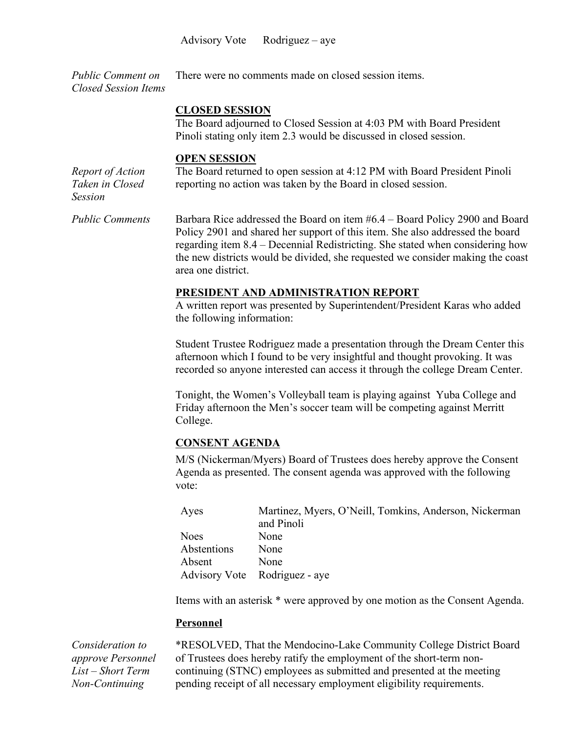Advisory Vote Rodriguez – aye

*Public Comment on Closed Session Items*

There were no comments made on closed session items.

**CLOSED SESSION**

The Board adjourned to Closed Session at 4:03 PM with Board President Pinoli stating only item 2.3 would be discussed in closed session.

**OPEN SESSION**

*Report of Action Taken in Closed Session*

The Board returned to open session at 4:12 PM with Board President Pinoli reporting no action was taken by the Board in closed session.

*Public Comments*

Barbara Rice addressed the Board on item #6.4 – Board Policy 2900 and Board Policy 2901 and shared her support of this item. She also addressed the board regarding item 8.4 – Decennial Redistricting. She stated when considering how the new districts would be divided, she requested we consider making the coast area one district.

**PRESIDENT AND ADMINISTRATION REPORT**

A written report was presented by Superintendent/President Karas who added the following information:

Student Trustee Rodriguez made a presentation through the Dream Center this afternoon which I found to be very insightful and thought provoking. It was recorded so anyone interested can access it through the college Dream Center.

Tonight, the Women's Volleyball team is playing against Yuba College and Friday afternoon the Men's soccer team will be competing against Merritt College.

**CONSENT AGENDA**

M/S (Nickerman/Myers) Board of Trustees does hereby approve the Consent Agenda as presented. The consent agenda was approved with the following vote:

| | |
|---|---|
| Ayes | Martinez, Myers, O'Neill, Tomkins, Anderson, Nickerman and Pinoli |
| Noes | None |
| Abstentions | None |
| Absent | None |
| Advisory Vote | Rodriguez - aye |

Items with an asterisk * were approved by one motion as the Consent Agenda.

**Personnel**

*Consideration to approve Personnel List – Short Term Non-Continuing*

*RESOLVED, That the Mendocino-Lake Community College District Board of Trustees does hereby ratify the employment of the short-term non-continuing (STNC) employees as submitted and presented at the meeting pending receipt of all necessary employment eligibility requirements.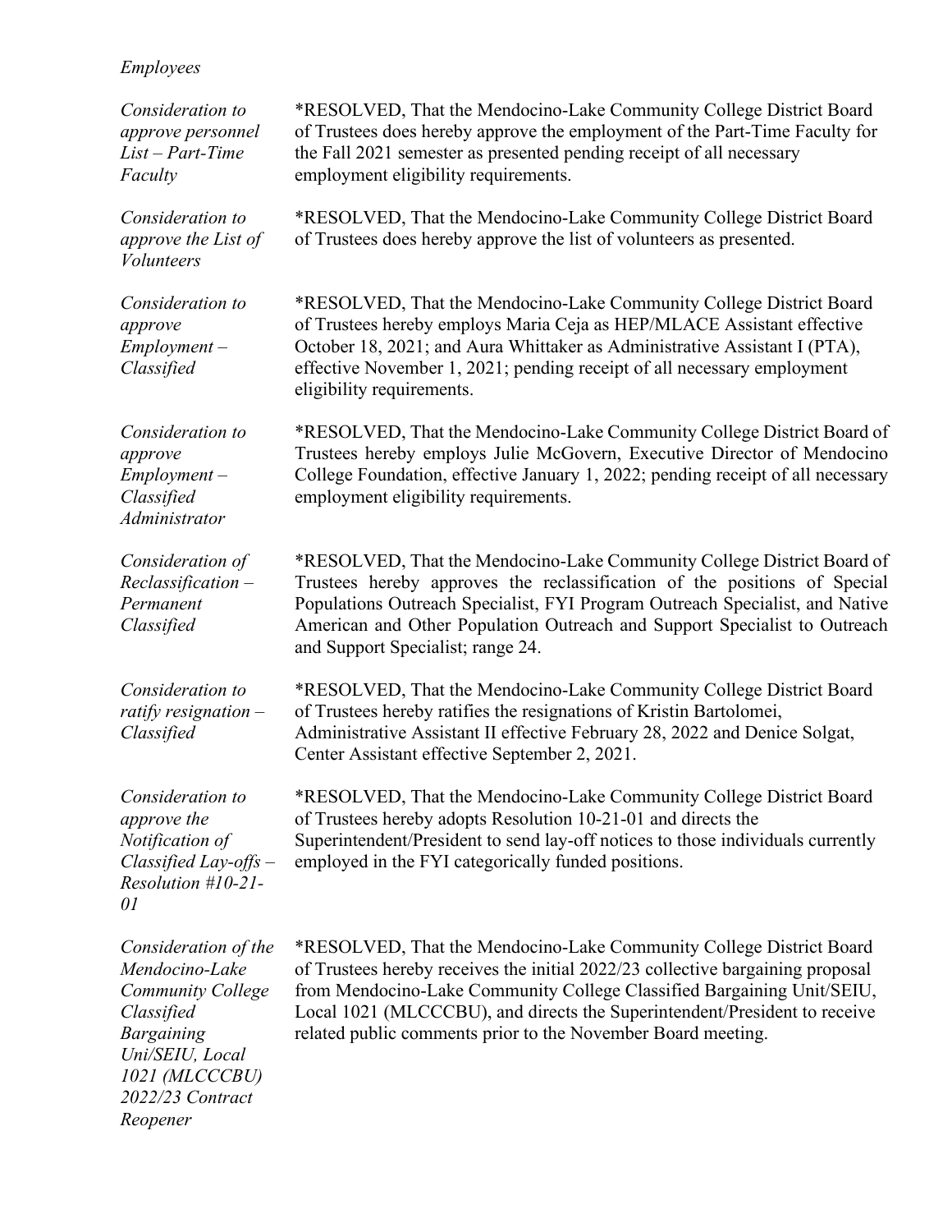*Employees*

| | |
|---|---|
| *Consideration to approve personnel List – Part-Time Faculty* | *RESOLVED, That the Mendocino-Lake Community College District Board of Trustees does hereby approve the employment of the Part-Time Faculty for the Fall 2021 semester as presented pending receipt of all necessary employment eligibility requirements. |
| *Consideration to approve the List of Volunteers* | *RESOLVED, That the Mendocino-Lake Community College District Board of Trustees does hereby approve the list of volunteers as presented. |
| *Consideration to approve Employment – Classified* | *RESOLVED, That the Mendocino-Lake Community College District Board of Trustees hereby employs Maria Ceja as HEP/MLACE Assistant effective October 18, 2021; and Aura Whittaker as Administrative Assistant I (PTA), effective November 1, 2021; pending receipt of all necessary employment eligibility requirements. |
| *Consideration to approve Employment – Classified Administrator* | *RESOLVED, That the Mendocino-Lake Community College District Board of Trustees hereby employs Julie McGovern, Executive Director of Mendocino College Foundation, effective January 1, 2022; pending receipt of all necessary employment eligibility requirements. |
| *Consideration of Reclassification – Permanent Classified* | *RESOLVED, That the Mendocino-Lake Community College District Board of Trustees hereby approves the reclassification of the positions of Special Populations Outreach Specialist, FYI Program Outreach Specialist, and Native American and Other Population Outreach and Support Specialist to Outreach and Support Specialist; range 24. |
| *Consideration to ratify resignation – Classified* | *RESOLVED, That the Mendocino-Lake Community College District Board of Trustees hereby ratifies the resignations of Kristin Bartolomei, Administrative Assistant II effective February 28, 2022 and Denice Solgat, Center Assistant effective September 2, 2021. |
| *Consideration to approve the Notification of Classified Lay-offs – Resolution #10-21-01* | *RESOLVED, That the Mendocino-Lake Community College District Board of Trustees hereby adopts Resolution 10-21-01 and directs the Superintendent/President to send lay-off notices to those individuals currently employed in the FYI categorically funded positions. |
| *Consideration of the Mendocino-Lake Community College Classified Bargaining Uni/SEIU, Local 1021 (MLCCCBU) 2022/23 Contract Reopener* | *RESOLVED, That the Mendocino-Lake Community College District Board of Trustees hereby receives the initial 2022/23 collective bargaining proposal from Mendocino-Lake Community College Classified Bargaining Unit/SEIU, Local 1021 (MLCCCBU), and directs the Superintendent/President to receive related public comments prior to the November Board meeting. |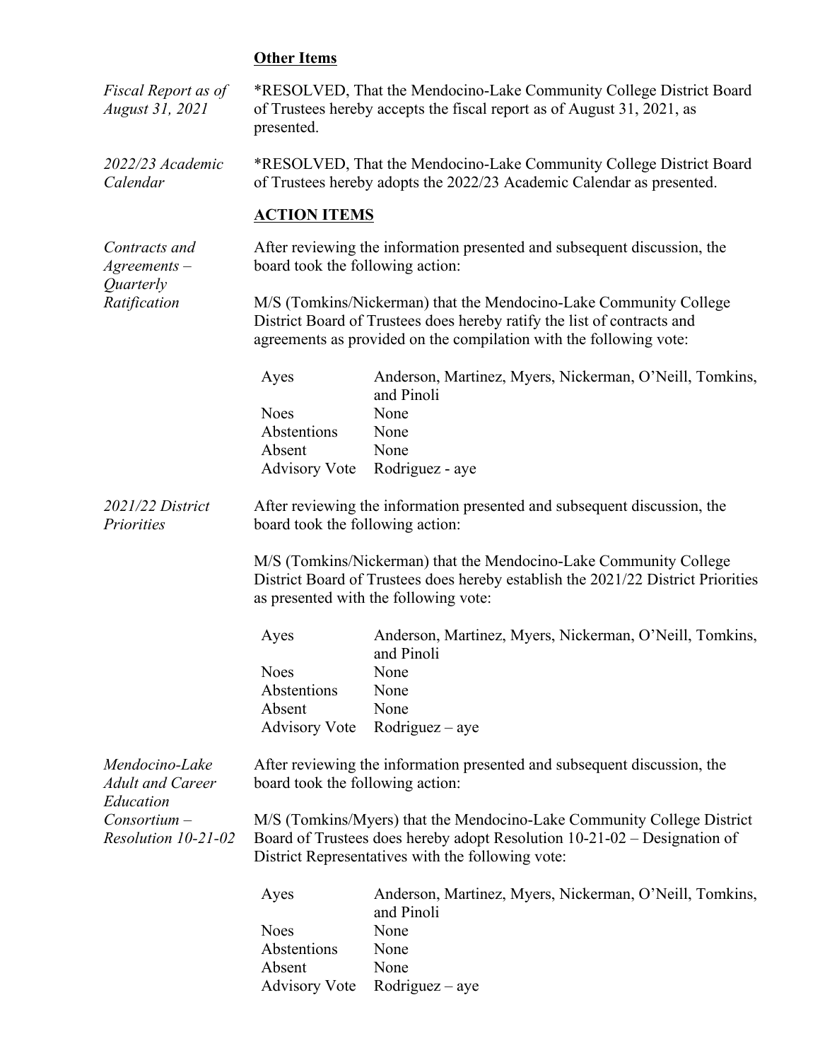## Other Items

*Fiscal Report as of August 31, 2021*

*RESOLVED, That the Mendocino-Lake Community College District Board of Trustees hereby accepts the fiscal report as of August 31, 2021, as presented.

*2022/23 Academic Calendar*

*RESOLVED, That the Mendocino-Lake Community College District Board of Trustees hereby adopts the 2022/23 Academic Calendar as presented.

## ACTION ITEMS

*Contracts and Agreements – Quarterly Ratification*

After reviewing the information presented and subsequent discussion, the board took the following action:

M/S (Tomkins/Nickerman) that the Mendocino-Lake Community College District Board of Trustees does hereby ratify the list of contracts and agreements as provided on the compilation with the following vote:

| | |
|---|---|
| Ayes | Anderson, Martinez, Myers, Nickerman, O'Neill, Tomkins, and Pinoli |
| Noes | None |
| Abstentions | None |
| Absent | None |
| Advisory Vote | Rodriguez - aye |

*2021/22 District Priorities*

After reviewing the information presented and subsequent discussion, the board took the following action:

M/S (Tomkins/Nickerman) that the Mendocino-Lake Community College District Board of Trustees does hereby establish the 2021/22 District Priorities as presented with the following vote:

| | |
|---|---|
| Ayes | Anderson, Martinez, Myers, Nickerman, O'Neill, Tomkins, and Pinoli |
| Noes | None |
| Abstentions | None |
| Absent | None |
| Advisory Vote | Rodriguez – aye |

*Mendocino-Lake Adult and Career Education Consortium – Resolution 10-21-02*

After reviewing the information presented and subsequent discussion, the board took the following action:

M/S (Tomkins/Myers) that the Mendocino-Lake Community College District Board of Trustees does hereby adopt Resolution 10-21-02 – Designation of District Representatives with the following vote:

| | |
|---|---|
| Ayes | Anderson, Martinez, Myers, Nickerman, O'Neill, Tomkins, and Pinoli |
| Noes | None |
| Abstentions | None |
| Absent | None |
| Advisory Vote | Rodriguez – aye |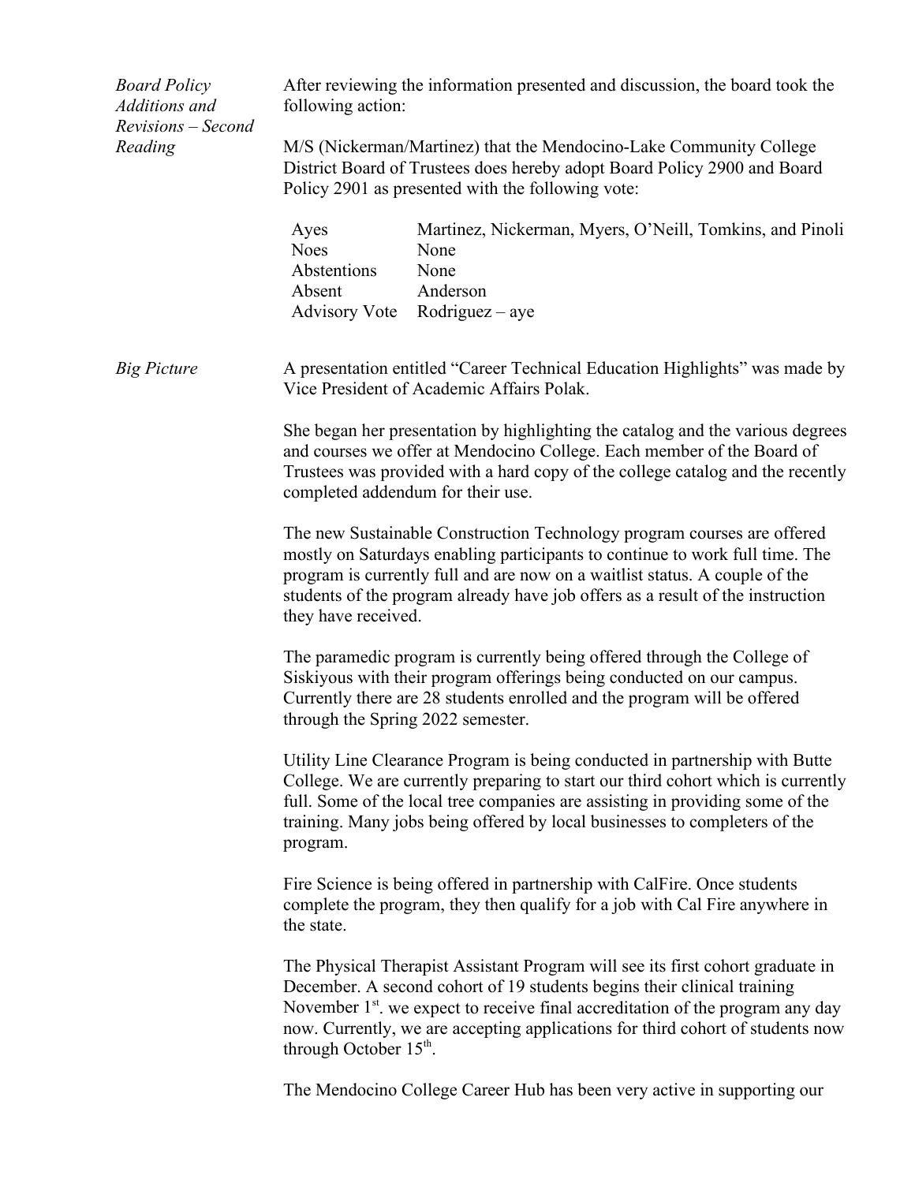*Board Policy Additions and Revisions – Second Reading*

After reviewing the information presented and discussion, the board took the following action:

M/S (Nickerman/Martinez) that the Mendocino-Lake Community College District Board of Trustees does hereby adopt Board Policy 2900 and Board Policy 2901 as presented with the following vote:

| | |
|---|---|
| Ayes | Martinez, Nickerman, Myers, O'Neill, Tomkins, and Pinoli |
| Noes | None |
| Abstentions | None |
| Absent | Anderson |
| Advisory Vote | Rodriguez – aye |

*Big Picture*

A presentation entitled "Career Technical Education Highlights" was made by Vice President of Academic Affairs Polak.

She began her presentation by highlighting the catalog and the various degrees and courses we offer at Mendocino College. Each member of the Board of Trustees was provided with a hard copy of the college catalog and the recently completed addendum for their use.

The new Sustainable Construction Technology program courses are offered mostly on Saturdays enabling participants to continue to work full time. The program is currently full and are now on a waitlist status. A couple of the students of the program already have job offers as a result of the instruction they have received.

The paramedic program is currently being offered through the College of Siskiyous with their program offerings being conducted on our campus. Currently there are 28 students enrolled and the program will be offered through the Spring 2022 semester.

Utility Line Clearance Program is being conducted in partnership with Butte College. We are currently preparing to start our third cohort which is currently full. Some of the local tree companies are assisting in providing some of the training. Many jobs being offered by local businesses to completers of the program.

Fire Science is being offered in partnership with CalFire. Once students complete the program, they then qualify for a job with Cal Fire anywhere in the state.

The Physical Therapist Assistant Program will see its first cohort graduate in December. A second cohort of 19 students begins their clinical training November 1st. we expect to receive final accreditation of the program any day now. Currently, we are accepting applications for third cohort of students now through October 15th.

The Mendocino College Career Hub has been very active in supporting our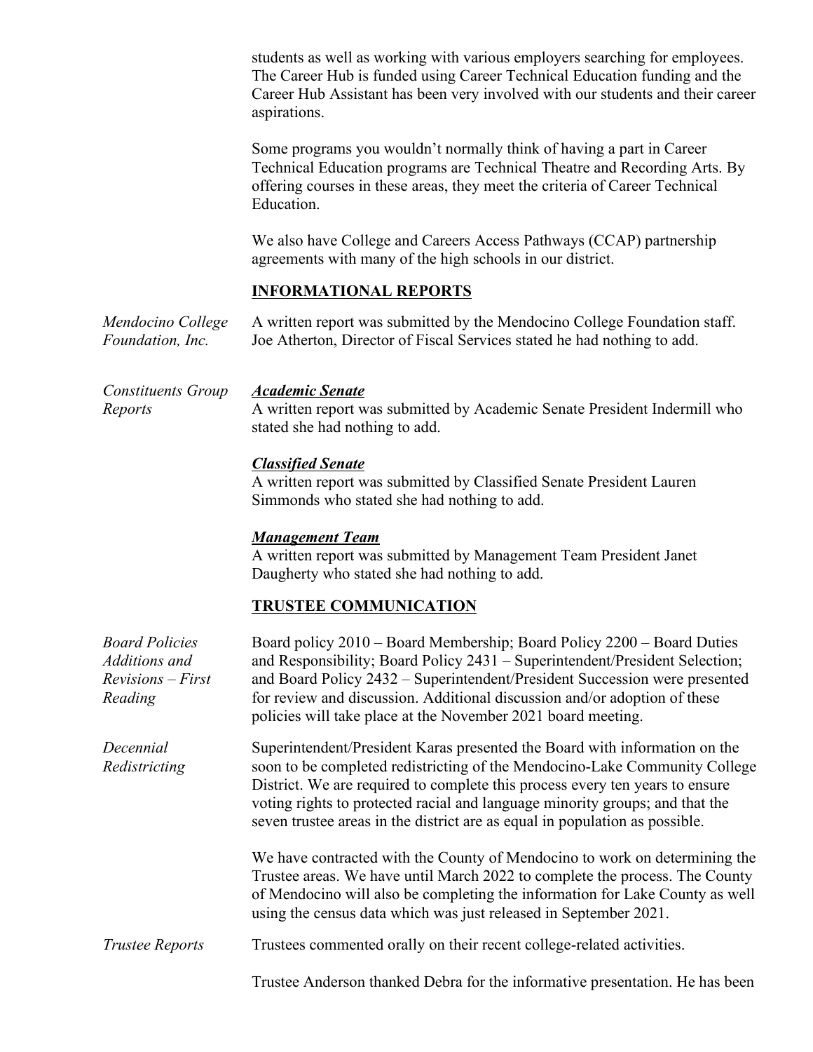students as well as working with various employers searching for employees. The Career Hub is funded using Career Technical Education funding and the Career Hub Assistant has been very involved with our students and their career aspirations.

Some programs you wouldn't normally think of having a part in Career Technical Education programs are Technical Theatre and Recording Arts. By offering courses in these areas, they meet the criteria of Career Technical Education.

We also have College and Careers Access Pathways (CCAP) partnership agreements with many of the high schools in our district.

## INFORMATIONAL REPORTS

*Mendocino College Foundation, Inc.*

A written report was submitted by the Mendocino College Foundation staff. Joe Atherton, Director of Fiscal Services stated he had nothing to add.

*Constituents Group Reports*

***Academic Senate***

A written report was submitted by Academic Senate President Indermill who stated she had nothing to add.

***Classified Senate***

A written report was submitted by Classified Senate President Lauren Simmonds who stated she had nothing to add.

***Management Team***

A written report was submitted by Management Team President Janet Daugherty who stated she had nothing to add.

## TRUSTEE COMMUNICATION

*Board Policies Additions and Revisions – First Reading*

Board policy 2010 – Board Membership; Board Policy 2200 – Board Duties and Responsibility; Board Policy 2431 – Superintendent/President Selection; and Board Policy 2432 – Superintendent/President Succession were presented for review and discussion. Additional discussion and/or adoption of these policies will take place at the November 2021 board meeting.

*Decennial Redistricting*

Superintendent/President Karas presented the Board with information on the soon to be completed redistricting of the Mendocino-Lake Community College District. We are required to complete this process every ten years to ensure voting rights to protected racial and language minority groups; and that the seven trustee areas in the district are as equal in population as possible.

We have contracted with the County of Mendocino to work on determining the Trustee areas. We have until March 2022 to complete the process. The County of Mendocino will also be completing the information for Lake County as well using the census data which was just released in September 2021.

*Trustee Reports*

Trustees commented orally on their recent college-related activities.

Trustee Anderson thanked Debra for the informative presentation. He has been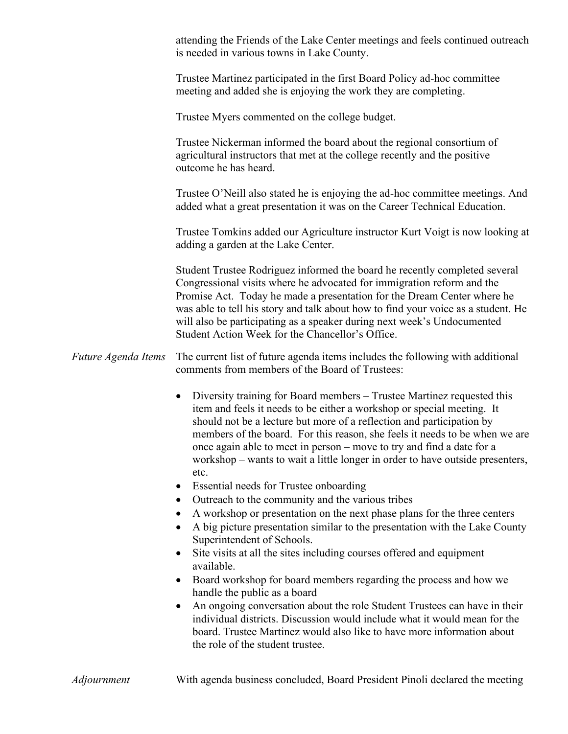attending the Friends of the Lake Center meetings and feels continued outreach is needed in various towns in Lake County.

Trustee Martinez participated in the first Board Policy ad-hoc committee meeting and added she is enjoying the work they are completing.

Trustee Myers commented on the college budget.

Trustee Nickerman informed the board about the regional consortium of agricultural instructors that met at the college recently and the positive outcome he has heard.

Trustee O'Neill also stated he is enjoying the ad-hoc committee meetings. And added what a great presentation it was on the Career Technical Education.

Trustee Tomkins added our Agriculture instructor Kurt Voigt is now looking at adding a garden at the Lake Center.

Student Trustee Rodriguez informed the board he recently completed several Congressional visits where he advocated for immigration reform and the Promise Act. Today he made a presentation for the Dream Center where he was able to tell his story and talk about how to find your voice as a student. He will also be participating as a speaker during next week's Undocumented Student Action Week for the Chancellor's Office.

*Future Agenda Items*

The current list of future agenda items includes the following with additional comments from members of the Board of Trustees:

- Diversity training for Board members – Trustee Martinez requested this item and feels it needs to be either a workshop or special meeting. It should not be a lecture but more of a reflection and participation by members of the board. For this reason, she feels it needs to be when we are once again able to meet in person – move to try and find a date for a workshop – wants to wait a little longer in order to have outside presenters, etc.
- Essential needs for Trustee onboarding
- Outreach to the community and the various tribes
- A workshop or presentation on the next phase plans for the three centers
- A big picture presentation similar to the presentation with the Lake County Superintendent of Schools.
- Site visits at all the sites including courses offered and equipment available.
- Board workshop for board members regarding the process and how we handle the public as a board
- An ongoing conversation about the role Student Trustees can have in their individual districts. Discussion would include what it would mean for the board. Trustee Martinez would also like to have more information about the role of the student trustee.

*Adjournment*

With agenda business concluded, Board President Pinoli declared the meeting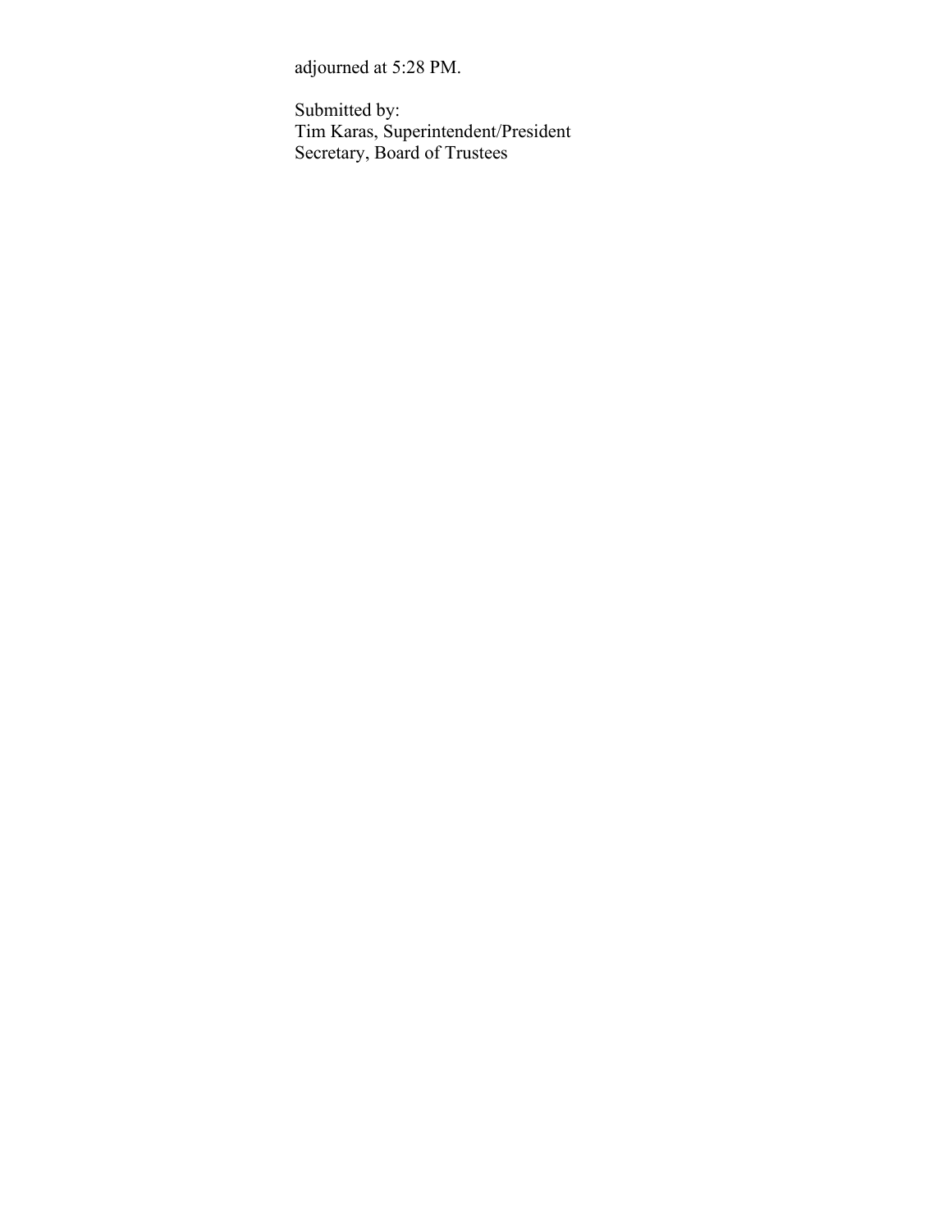adjourned at 5:28 PM.

Submitted by:
Tim Karas, Superintendent/President
Secretary, Board of Trustees